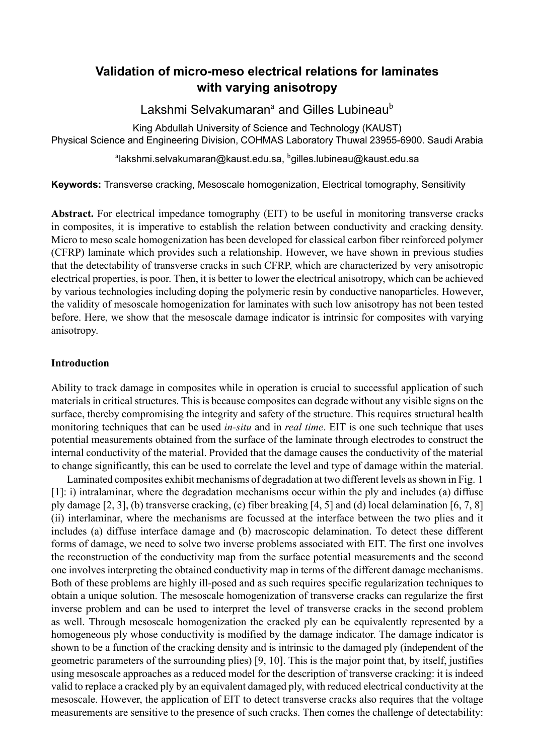# Validation of micro-meso electrical relations for laminates with varying anisotropy

Lakshmi Selvakumaran[a] and Gilles Lubineau[b]

King Abdullah University of Science and Technology (KAUST)
Physical Science and Engineering Division, COHMAS Laboratory Thuwal 23955-6900. Saudi Arabia

[a]lakshmi.selvakumaran@kaust.edu.sa, [b]gilles.lubineau@kaust.edu.sa

**Keywords:** Transverse cracking, Mesoscale homogenization, Electrical tomography, Sensitivity

**Abstract.** For electrical impedance tomography (EIT) to be useful in monitoring transverse cracks in composites, it is imperative to establish the relation between conductivity and cracking density. Micro to meso scale homogenization has been developed for classical carbon fiber reinforced polymer (CFRP) laminate which provides such a relationship. However, we have shown in previous studies that the detectability of transverse cracks in such CFRP, which are characterized by very anisotropic electrical properties, is poor. Then, it is better to lower the electrical anisotropy, which can be achieved by various technologies including doping the polymeric resin by conductive nanoparticles. However, the validity of mesoscale homogenization for laminates with such low anisotropy has not been tested before. Here, we show that the mesoscale damage indicator is intrinsic for composites with varying anisotropy.

## Introduction

Ability to track damage in composites while in operation is crucial to successful application of such materials in critical structures. This is because composites can degrade without any visible signs on the surface, thereby compromising the integrity and safety of the structure. This requires structural health monitoring techniques that can be used *in-situ* and in *real time*. EIT is one such technique that uses potential measurements obtained from the surface of the laminate through electrodes to construct the internal conductivity of the material. Provided that the damage causes the conductivity of the material to change significantly, this can be used to correlate the level and type of damage within the material.

Laminated composites exhibit mechanisms of degradation at two different levels as shown in Fig. 1 [1]: i) intralaminar, where the degradation mechanisms occur within the ply and includes (a) diffuse ply damage [2, 3], (b) transverse cracking, (c) fiber breaking [4, 5] and (d) local delamination [6, 7, 8] (ii) interlaminar, where the mechanisms are focussed at the interface between the two plies and it includes (a) diffuse interface damage and (b) macroscopic delamination. To detect these different forms of damage, we need to solve two inverse problems associated with EIT. The first one involves the reconstruction of the conductivity map from the surface potential measurements and the second one involves interpreting the obtained conductivity map in terms of the different damage mechanisms. Both of these problems are highly ill-posed and as such requires specific regularization techniques to obtain a unique solution. The mesoscale homogenization of transverse cracks can regularize the first inverse problem and can be used to interpret the level of transverse cracks in the second problem as well. Through mesoscale homogenization the cracked ply can be equivalently represented by a homogeneous ply whose conductivity is modified by the damage indicator. The damage indicator is shown to be a function of the cracking density and is intrinsic to the damaged ply (independent of the geometric parameters of the surrounding plies) [9, 10]. This is the major point that, by itself, justifies using mesoscale approaches as a reduced model for the description of transverse cracking: it is indeed valid to replace a cracked ply by an equivalent damaged ply, with reduced electrical conductivity at the mesoscale. However, the application of EIT to detect transverse cracks also requires that the voltage measurements are sensitive to the presence of such cracks. Then comes the challenge of detectability: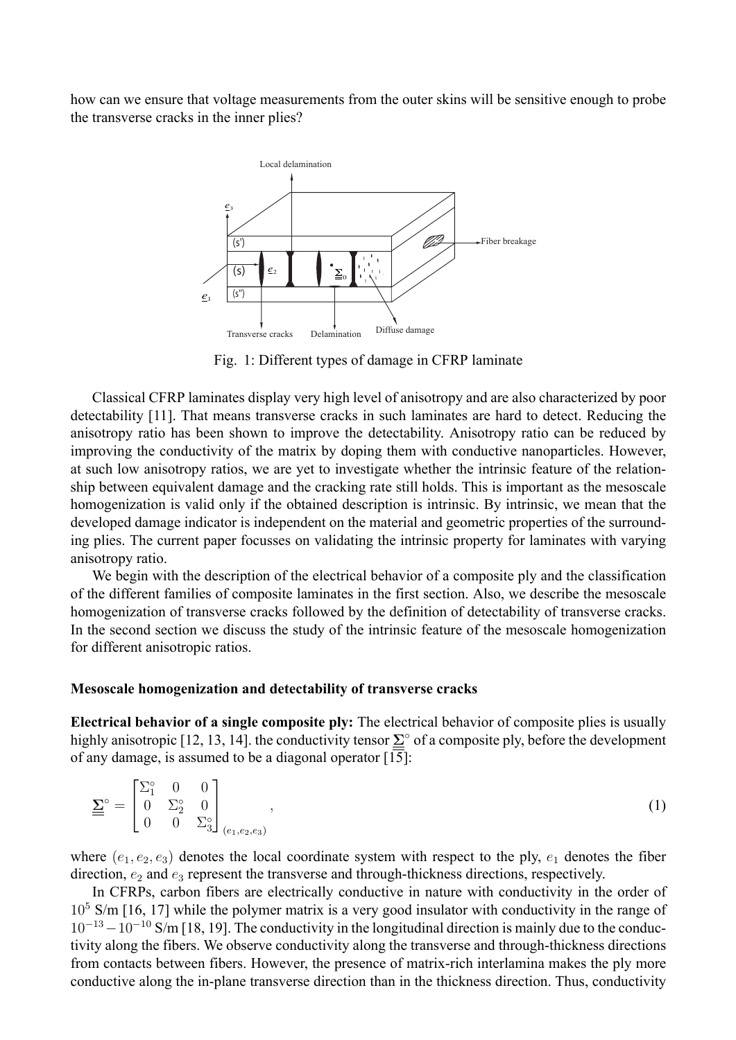how can we ensure that voltage measurements from the outer skins will be sensitive enough to probe the transverse cracks in the inner plies?

Fig. 1: Different types of damage in CFRP laminate

Classical CFRP laminates display very high level of anisotropy and are also characterized by poor detectability [11]. That means transverse cracks in such laminates are hard to detect. Reducing the anisotropy ratio has been shown to improve the detectability. Anisotropy ratio can be reduced by improving the conductivity of the matrix by doping them with conductive nanoparticles. However, at such low anisotropy ratios, we are yet to investigate whether the intrinsic feature of the relationship between equivalent damage and the cracking rate still holds. This is important as the mesoscale homogenization is valid only if the obtained description is intrinsic. By intrinsic, we mean that the developed damage indicator is independent on the material and geometric properties of the surrounding plies. The current paper focusses on validating the intrinsic property for laminates with varying anisotropy ratio.

We begin with the description of the electrical behavior of a composite ply and the classification of the different families of composite laminates in the first section. Also, we describe the mesoscale homogenization of transverse cracks followed by the definition of detectability of transverse cracks. In the second section we discuss the study of the intrinsic feature of the mesoscale homogenization for different anisotropic ratios.

**Mesoscale homogenization and detectability of transverse cracks**

**Electrical behavior of a single composite ply:** The electrical behavior of composite plies is usually highly anisotropic [12, 13, 14]. the conductivity tensor $\underline{\underline{\Sigma}}^{\circ}$ of a composite ply, before the development of any damage, is assumed to be a diagonal operator [15]:

$$\underline{\underline{\Sigma}}^{\circ} = \begin{bmatrix} \Sigma_1^{\circ} & 0 & 0 \\ 0 & \Sigma_2^{\circ} & 0 \\ 0 & 0 & \Sigma_3^{\circ} \end{bmatrix}_{(e_1,e_2,e_3)} , \tag{1}$$

where $(e_1, e_2, e_3)$ denotes the local coordinate system with respect to the ply, $e_1$ denotes the fiber direction, $e_2$ and $e_3$ represent the transverse and through-thickness directions, respectively.

In CFRPs, carbon fibers are electrically conductive in nature with conductivity in the order of $10^5$ S/m [16, 17] while the polymer matrix is a very good insulator with conductivity in the range of $10^{-13} - 10^{-10}$ S/m [18, 19]. The conductivity in the longitudinal direction is mainly due to the conductivity along the fibers. We observe conductivity along the transverse and through-thickness directions from contacts between fibers. However, the presence of matrix-rich interlamina makes the ply more conductive along the in-plane transverse direction than in the thickness direction. Thus, conductivity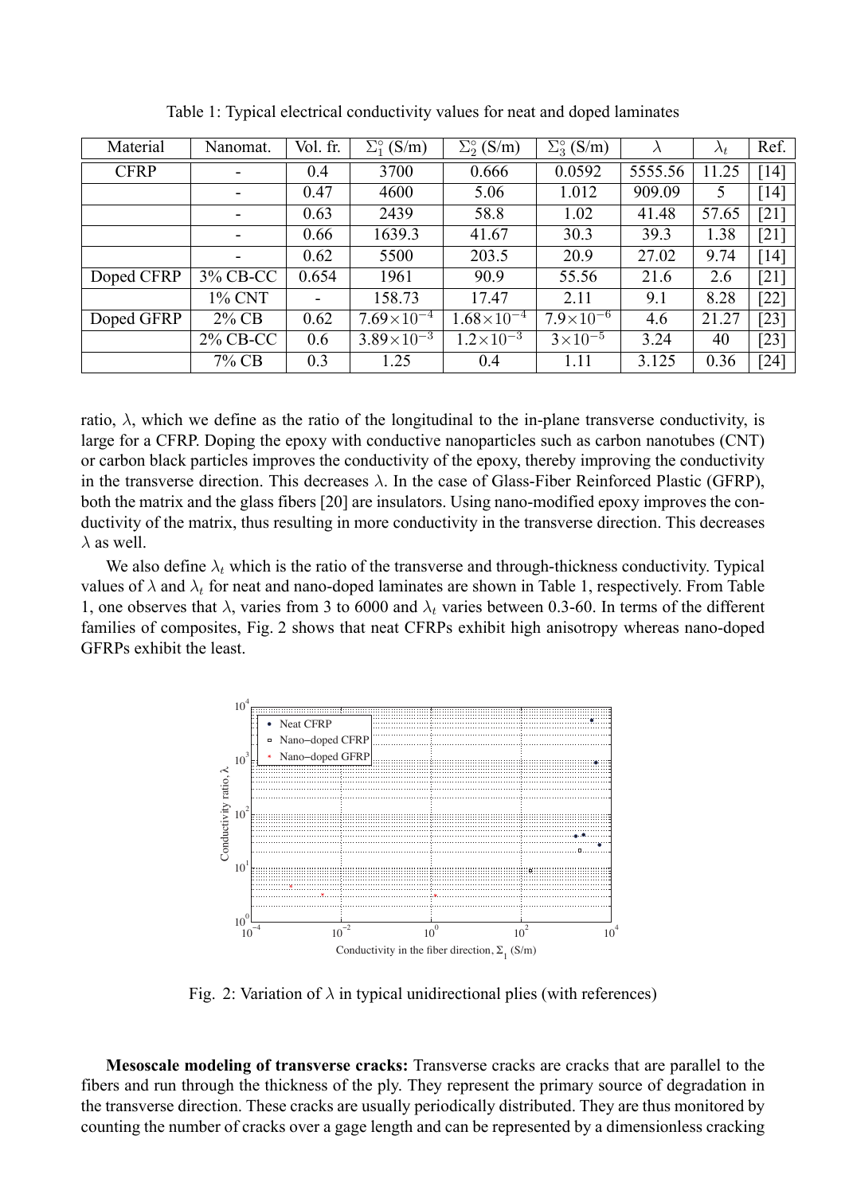Table 1: Typical electrical conductivity values for neat and doped laminates

| Material | Nanomat. | Vol. fr. | $\Sigma_1^\circ$ (S/m) | $\Sigma_2^\circ$ (S/m) | $\Sigma_3^\circ$ (S/m) | $\lambda$ | $\lambda_t$ | Ref. |
|---|---|---|---|---|---|---|---|---|
| CFRP | - | 0.4 | 3700 | 0.666 | 0.0592 | 5555.56 | 11.25 | [14] |
| | - | 0.47 | 4600 | 5.06 | 1.012 | 909.09 | 5 | [14] |
| | - | 0.63 | 2439 | 58.8 | 1.02 | 41.48 | 57.65 | [21] |
| | - | 0.66 | 1639.3 | 41.67 | 30.3 | 39.3 | 1.38 | [21] |
| | - | 0.62 | 5500 | 203.5 | 20.9 | 27.02 | 9.74 | [14] |
| Doped CFRP | 3% CB-CC | 0.654 | 1961 | 90.9 | 55.56 | 21.6 | 2.6 | [21] |
| | 1% CNT | - | 158.73 | 17.47 | 2.11 | 9.1 | 8.28 | [22] |
| Doped GFRP | 2% CB | 0.62 | $7.69\times10^{-4}$ | $1.68\times10^{-4}$ | $7.9\times10^{-6}$ | 4.6 | 21.27 | [23] |
| | 2% CB-CC | 0.6 | $3.89\times10^{-3}$ | $1.2\times10^{-3}$ | $3\times10^{-5}$ | 3.24 | 40 | [23] |
| | 7% CB | 0.3 | 1.25 | 0.4 | 1.11 | 3.125 | 0.36 | [24] |

ratio, $\lambda$, which we define as the ratio of the longitudinal to the in-plane transverse conductivity, is large for a CFRP. Doping the epoxy with conductive nanoparticles such as carbon nanotubes (CNT) or carbon black particles improves the conductivity of the epoxy, thereby improving the conductivity in the transverse direction. This decreases $\lambda$. In the case of Glass-Fiber Reinforced Plastic (GFRP), both the matrix and the glass fibers [20] are insulators. Using nano-modified epoxy improves the conductivity of the matrix, thus resulting in more conductivity in the transverse direction. This decreases $\lambda$ as well.

We also define $\lambda_t$ which is the ratio of the transverse and through-thickness conductivity. Typical values of $\lambda$ and $\lambda_t$ for neat and nano-doped laminates are shown in Table 1, respectively. From Table 1, one observes that $\lambda$, varies from 3 to 6000 and $\lambda_t$ varies between 0.3-60. In terms of the different families of composites, Fig. 2 shows that neat CFRPs exhibit high anisotropy whereas nano-doped GFRPs exhibit the least.

Fig. 2: Variation of $\lambda$ in typical unidirectional plies (with references)

**Mesoscale modeling of transverse cracks:** Transverse cracks are cracks that are parallel to the fibers and run through the thickness of the ply. They represent the primary source of degradation in the transverse direction. These cracks are usually periodically distributed. They are thus monitored by counting the number of cracks over a gage length and can be represented by a dimensionless cracking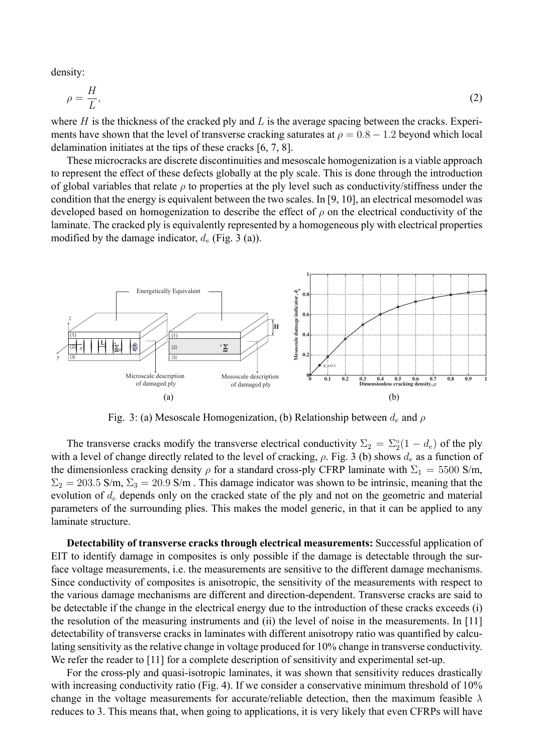density:

$$\rho = \frac{H}{L}, \tag{2}$$

where $H$ is the thickness of the cracked ply and $L$ is the average spacing between the cracks. Experiments have shown that the level of transverse cracking saturates at $\rho = 0.8 - 1.2$ beyond which local delamination initiates at the tips of these cracks [6, 7, 8].

These microcracks are discrete discontinuities and mesoscale homogenization is a viable approach to represent the effect of these defects globally at the ply scale. This is done through the introduction of global variables that relate $\rho$ to properties at the ply level such as conductivity/stiffness under the condition that the energy is equivalent between the two scales. In [9, 10], an electrical mesomodel was developed based on homogenization to describe the effect of $\rho$ on the electrical conductivity of the laminate. The cracked ply is equivalently represented by a homogeneous ply with electrical properties modified by the damage indicator, $d_e$ (Fig. 3 (a)).

Fig. 3: (a) Mesoscale Homogenization, (b) Relationship between $d_e$ and $\rho$

The transverse cracks modify the transverse electrical conductivity $\Sigma_2 = \Sigma_2^{\circ}(1 - d_e)$ of the ply with a level of change directly related to the level of cracking, $\rho$. Fig. 3 (b) shows $d_e$ as a function of the dimensionless cracking density $\rho$ for a standard cross-ply CFRP laminate with $\Sigma_1 = 5500$ S/m, $\Sigma_2 = 203.5$ S/m, $\Sigma_3 = 20.9$ S/m . This damage indicator was shown to be intrinsic, meaning that the evolution of $d_e$ depends only on the cracked state of the ply and not on the geometric and material parameters of the surrounding plies. This makes the model generic, in that it can be applied to any laminate structure.

**Detectability of transverse cracks through electrical measurements:** Successful application of EIT to identify damage in composites is only possible if the damage is detectable through the surface voltage measurements, i.e. the measurements are sensitive to the different damage mechanisms. Since conductivity of composites is anisotropic, the sensitivity of the measurements with respect to the various damage mechanisms are different and direction-dependent. Transverse cracks are said to be detectable if the change in the electrical energy due to the introduction of these cracks exceeds (i) the resolution of the measuring instruments and (ii) the level of noise in the measurements. In [11] detectability of transverse cracks in laminates with different anisotropy ratio was quantified by calculating sensitivity as the relative change in voltage produced for 10% change in transverse conductivity. We refer the reader to [11] for a complete description of sensitivity and experimental set-up.

For the cross-ply and quasi-isotropic laminates, it was shown that sensitivity reduces drastically with increasing conductivity ratio (Fig. 4). If we consider a conservative minimum threshold of 10% change in the voltage measurements for accurate/reliable detection, then the maximum feasible $\lambda$ reduces to 3. This means that, when going to applications, it is very likely that even CFRPs will have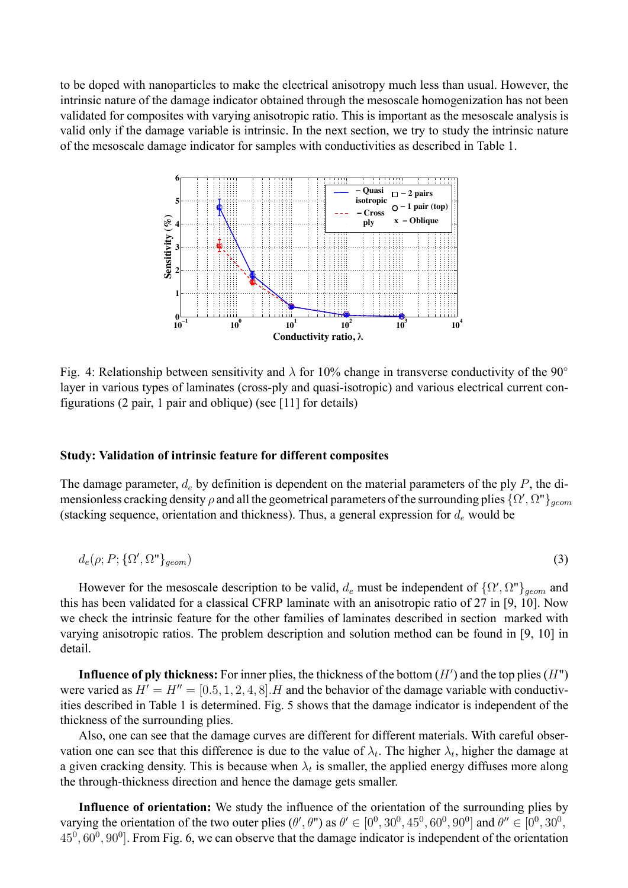to be doped with nanoparticles to make the electrical anisotropy much less than usual. However, the intrinsic nature of the damage indicator obtained through the mesoscale homogenization has not been validated for composites with varying anisotropic ratio. This is important as the mesoscale analysis is valid only if the damage variable is intrinsic. In the next section, we try to study the intrinsic nature of the mesoscale damage indicator for samples with conductivities as described in Table 1.

Fig. 4: Relationship between sensitivity and $\lambda$ for 10% change in transverse conductivity of the 90° layer in various types of laminates (cross-ply and quasi-isotropic) and various electrical current configurations (2 pair, 1 pair and oblique) (see [11] for details)

### Study: Validation of intrinsic feature for different composites

The damage parameter, $d_e$ by definition is dependent on the material parameters of the ply $P$, the dimensionless cracking density $\rho$ and all the geometrical parameters of the surrounding plies $\{\Omega', \Omega"\}_{geom}$ (stacking sequence, orientation and thickness). Thus, a general expression for $d_e$ would be

$$d_e(\rho; P; \{\Omega', \Omega"\}_{geom}) \tag{3}$$

However for the mesoscale description to be valid, $d_e$ must be independent of $\{\Omega', \Omega"\}_{geom}$ and this has been validated for a classical CFRP laminate with an anisotropic ratio of 27 in [9, 10]. Now we check the intrinsic feature for the other families of laminates described in section marked with varying anisotropic ratios. The problem description and solution method can be found in [9, 10] in detail.

**Influence of ply thickness:** For inner plies, the thickness of the bottom ($H'$) and the top plies ($H"$) were varied as $H' = H'' = [0.5, 1, 2, 4, 8].H$ and the behavior of the damage variable with conductivities described in Table 1 is determined. Fig. 5 shows that the damage indicator is independent of the thickness of the surrounding plies.

Also, one can see that the damage curves are different for different materials. With careful observation one can see that this difference is due to the value of $\lambda_t$. The higher $\lambda_t$, higher the damage at a given cracking density. This is because when $\lambda_t$ is smaller, the applied energy diffuses more along the through-thickness direction and hence the damage gets smaller.

**Influence of orientation:** We study the influence of the orientation of the surrounding plies by varying the orientation of the two outer plies ($\theta', \theta"$) as $\theta' \in [0^0, 30^0, 45^0, 60^0, 90^0]$ and $\theta'' \in [0^0, 30^0, 45^0, 60^0, 90^0]$. From Fig. 6, we can observe that the damage indicator is independent of the orientation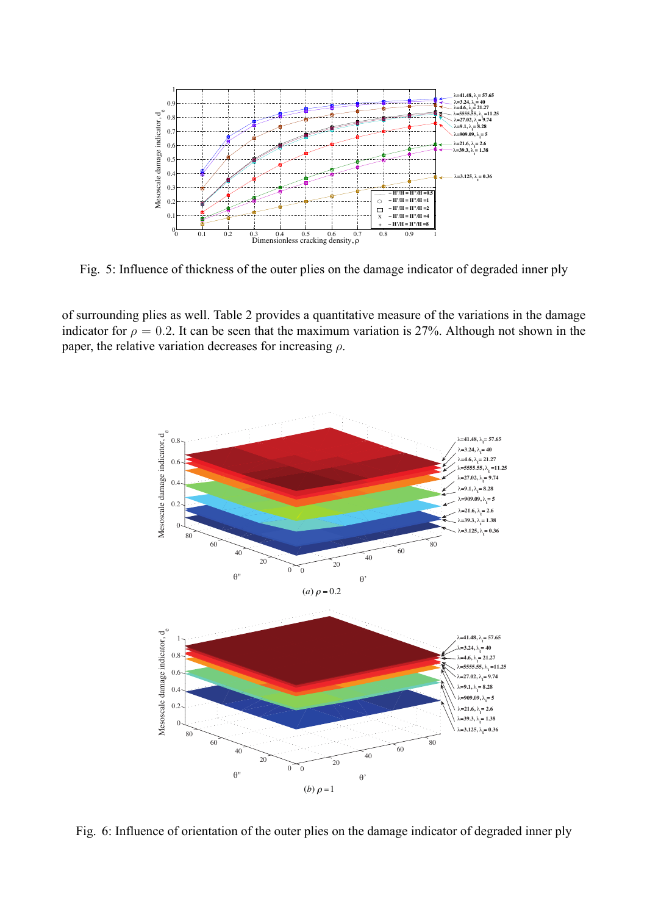Fig. 5: Influence of thickness of the outer plies on the damage indicator of degraded inner ply

of surrounding plies as well. Table 2 provides a quantitative measure of the variations in the damage indicator for $\rho = 0.2$. It can be seen that the maximum variation is 27%. Although not shown in the paper, the relative variation decreases for increasing $\rho$.

(a) $\rho = 0.2$

(b) $\rho = 1$

Fig. 6: Influence of orientation of the outer plies on the damage indicator of degraded inner ply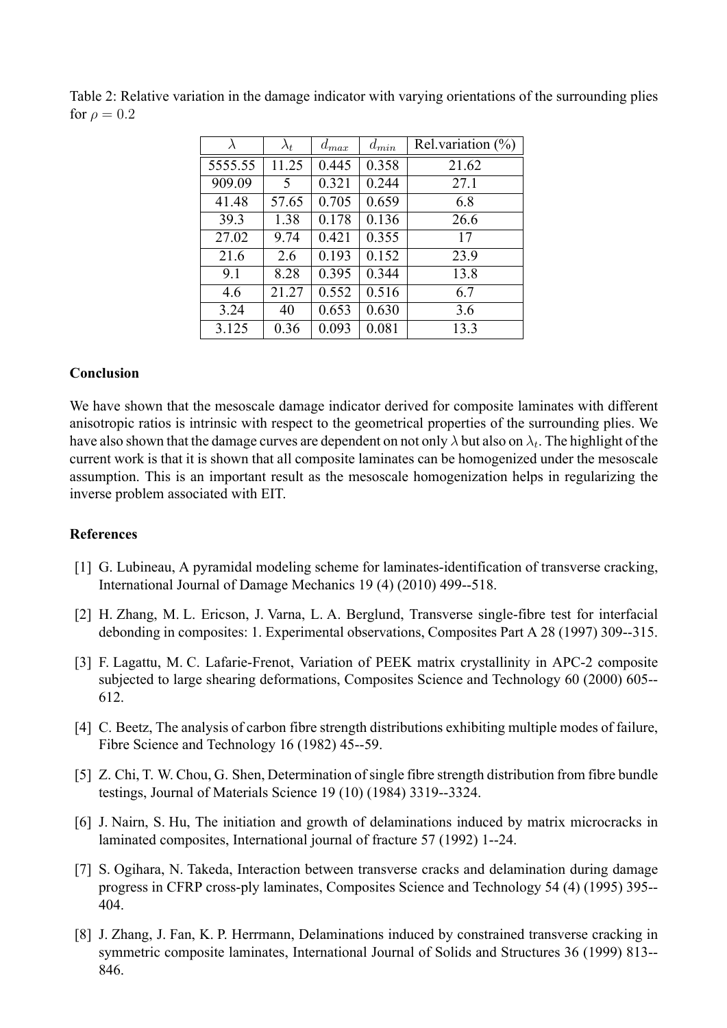Table 2: Relative variation in the damage indicator with varying orientations of the surrounding plies for $\rho = 0.2$

| $\lambda$ | $\lambda_t$ | $d_{max}$ | $d_{min}$ | Rel.variation (%) |
|---|---|---|---|---|
| 5555.55 | 11.25 | 0.445 | 0.358 | 21.62 |
| 909.09 | 5 | 0.321 | 0.244 | 27.1 |
| 41.48 | 57.65 | 0.705 | 0.659 | 6.8 |
| 39.3 | 1.38 | 0.178 | 0.136 | 26.6 |
| 27.02 | 9.74 | 0.421 | 0.355 | 17 |
| 21.6 | 2.6 | 0.193 | 0.152 | 23.9 |
| 9.1 | 8.28 | 0.395 | 0.344 | 13.8 |
| 4.6 | 21.27 | 0.552 | 0.516 | 6.7 |
| 3.24 | 40 | 0.653 | 0.630 | 3.6 |
| 3.125 | 0.36 | 0.093 | 0.081 | 13.3 |

**Conclusion**

We have shown that the mesoscale damage indicator derived for composite laminates with different anisotropic ratios is intrinsic with respect to the geometrical properties of the surrounding plies. We have also shown that the damage curves are dependent on not only $\lambda$ but also on $\lambda_t$. The highlight of the current work is that it is shown that all composite laminates can be homogenized under the mesoscale assumption. This is an important result as the mesoscale homogenization helps in regularizing the inverse problem associated with EIT.

**References**

[1] G. Lubineau, A pyramidal modeling scheme for laminates-identification of transverse cracking, International Journal of Damage Mechanics 19 (4) (2010) 499--518.

[2] H. Zhang, M. L. Ericson, J. Varna, L. A. Berglund, Transverse single-fibre test for interfacial debonding in composites: 1. Experimental observations, Composites Part A 28 (1997) 309--315.

[3] F. Lagattu, M. C. Lafarie-Frenot, Variation of PEEK matrix crystallinity in APC-2 composite subjected to large shearing deformations, Composites Science and Technology 60 (2000) 605--612.

[4] C. Beetz, The analysis of carbon fibre strength distributions exhibiting multiple modes of failure, Fibre Science and Technology 16 (1982) 45--59.

[5] Z. Chi, T. W. Chou, G. Shen, Determination of single fibre strength distribution from fibre bundle testings, Journal of Materials Science 19 (10) (1984) 3319--3324.

[6] J. Nairn, S. Hu, The initiation and growth of delaminations induced by matrix microcracks in laminated composites, International journal of fracture 57 (1992) 1--24.

[7] S. Ogihara, N. Takeda, Interaction between transverse cracks and delamination during damage progress in CFRP cross-ply laminates, Composites Science and Technology 54 (4) (1995) 395--404.

[8] J. Zhang, J. Fan, K. P. Herrmann, Delaminations induced by constrained transverse cracking in symmetric composite laminates, International Journal of Solids and Structures 36 (1999) 813--846.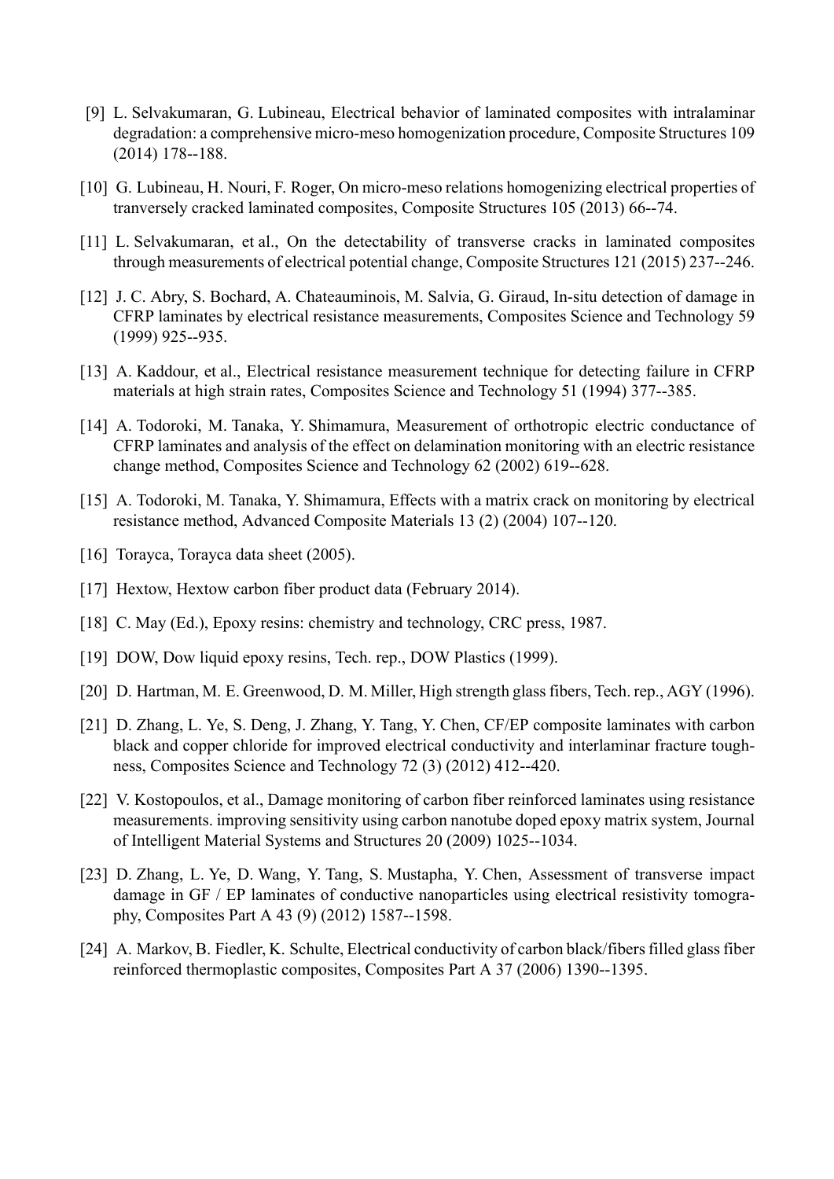[9] L. Selvakumaran, G. Lubineau, Electrical behavior of laminated composites with intralaminar degradation: a comprehensive micro-meso homogenization procedure, Composite Structures 109 (2014) 178--188.

[10] G. Lubineau, H. Nouri, F. Roger, On micro-meso relations homogenizing electrical properties of tranversely cracked laminated composites, Composite Structures 105 (2013) 66--74.

[11] L. Selvakumaran, et al., On the detectability of transverse cracks in laminated composites through measurements of electrical potential change, Composite Structures 121 (2015) 237--246.

[12] J. C. Abry, S. Bochard, A. Chateauminois, M. Salvia, G. Giraud, In-situ detection of damage in CFRP laminates by electrical resistance measurements, Composites Science and Technology 59 (1999) 925--935.

[13] A. Kaddour, et al., Electrical resistance measurement technique for detecting failure in CFRP materials at high strain rates, Composites Science and Technology 51 (1994) 377--385.

[14] A. Todoroki, M. Tanaka, Y. Shimamura, Measurement of orthotropic electric conductance of CFRP laminates and analysis of the effect on delamination monitoring with an electric resistance change method, Composites Science and Technology 62 (2002) 619--628.

[15] A. Todoroki, M. Tanaka, Y. Shimamura, Effects with a matrix crack on monitoring by electrical resistance method, Advanced Composite Materials 13 (2) (2004) 107--120.

[16] Torayca, Torayca data sheet (2005).

[17] Hextow, Hextow carbon fiber product data (February 2014).

[18] C. May (Ed.), Epoxy resins: chemistry and technology, CRC press, 1987.

[19] DOW, Dow liquid epoxy resins, Tech. rep., DOW Plastics (1999).

[20] D. Hartman, M. E. Greenwood, D. M. Miller, High strength glass fibers, Tech. rep., AGY (1996).

[21] D. Zhang, L. Ye, S. Deng, J. Zhang, Y. Tang, Y. Chen, CF/EP composite laminates with carbon black and copper chloride for improved electrical conductivity and interlaminar fracture toughness, Composites Science and Technology 72 (3) (2012) 412--420.

[22] V. Kostopoulos, et al., Damage monitoring of carbon fiber reinforced laminates using resistance measurements. improving sensitivity using carbon nanotube doped epoxy matrix system, Journal of Intelligent Material Systems and Structures 20 (2009) 1025--1034.

[23] D. Zhang, L. Ye, D. Wang, Y. Tang, S. Mustapha, Y. Chen, Assessment of transverse impact damage in GF / EP laminates of conductive nanoparticles using electrical resistivity tomography, Composites Part A 43 (9) (2012) 1587--1598.

[24] A. Markov, B. Fiedler, K. Schulte, Electrical conductivity of carbon black/fibers filled glass fiber reinforced thermoplastic composites, Composites Part A 37 (2006) 1390--1395.